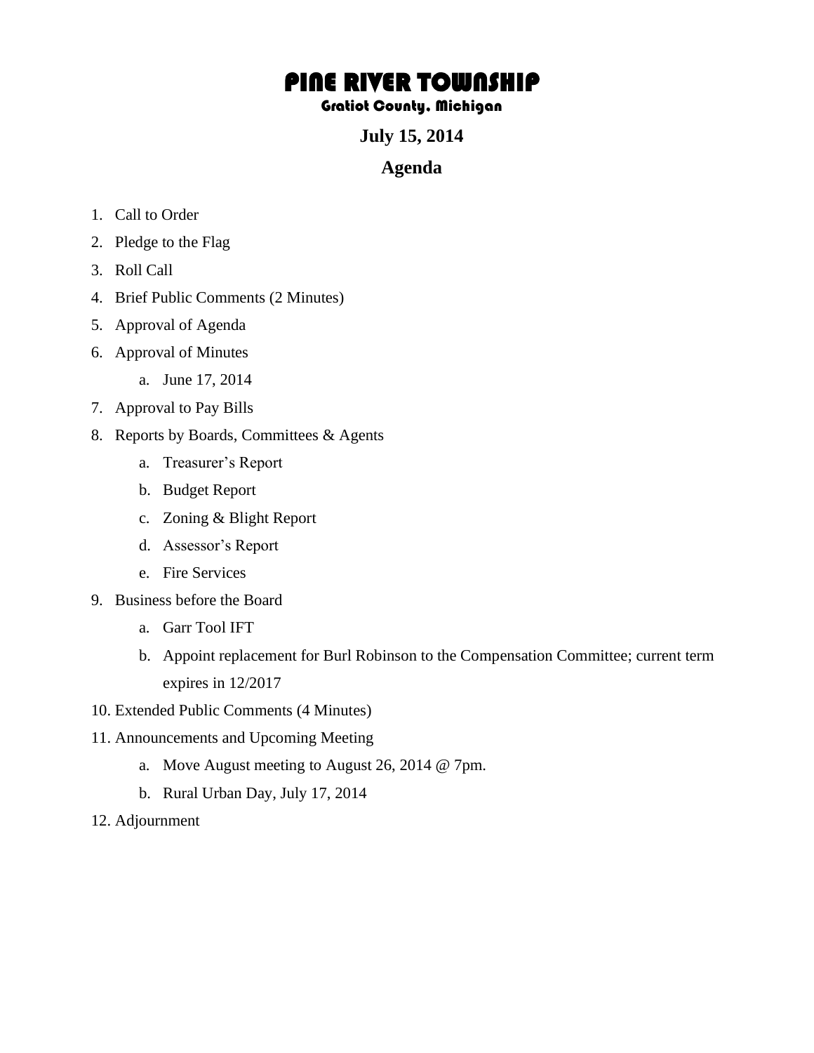# PINE RIVER TOWNSHIP

### Gratiot County, Michigan

## July 15, 2014

## Agenda

1. Call to Order
2. Pledge to the Flag
3. Roll Call
4. Brief Public Comments (2 Minutes)
5. Approval of Agenda
6. Approval of Minutes
    a. June 17, 2014
7. Approval to Pay Bills
8. Reports by Boards, Committees & Agents
    a. Treasurer's Report
    b. Budget Report
    c. Zoning & Blight Report
    d. Assessor's Report
    e. Fire Services
9. Business before the Board
    a. Garr Tool IFT
    b. Appoint replacement for Burl Robinson to the Compensation Committee; current term expires in 12/2017
10. Extended Public Comments (4 Minutes)
11. Announcements and Upcoming Meeting
    a. Move August meeting to August 26, 2014 @ 7pm.
    b. Rural Urban Day, July 17, 2014
12. Adjournment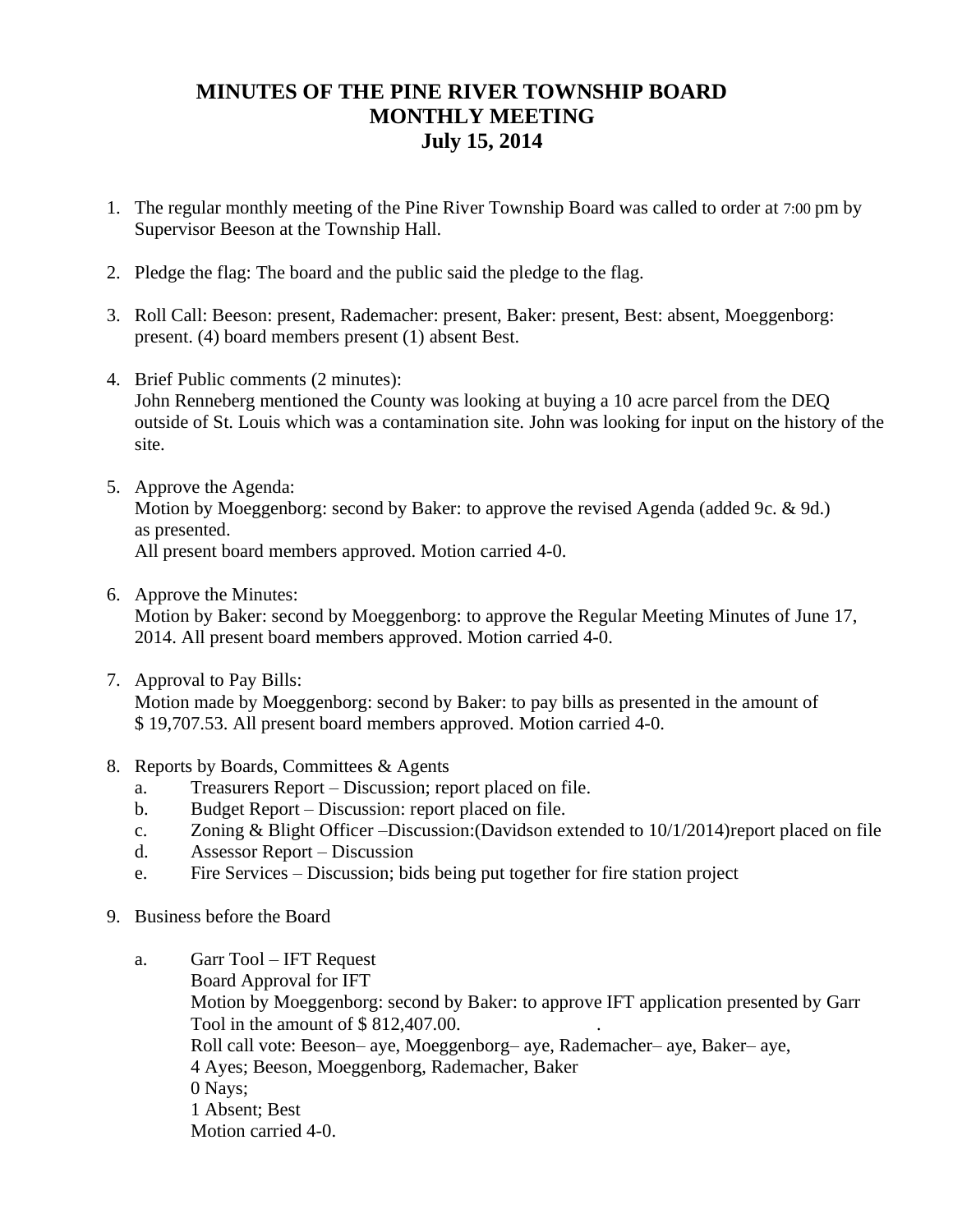# MINUTES OF THE PINE RIVER TOWNSHIP BOARD MONTHLY MEETING July 15, 2014

1. The regular monthly meeting of the Pine River Township Board was called to order at 7:00 pm by Supervisor Beeson at the Township Hall.

2. Pledge the flag: The board and the public said the pledge to the flag.

3. Roll Call: Beeson: present, Rademacher: present, Baker: present, Best: absent, Moeggenborg: present. (4) board members present (1) absent Best.

4. Brief Public comments (2 minutes):
   John Renneberg mentioned the County was looking at buying a 10 acre parcel from the DEQ outside of St. Louis which was a contamination site. John was looking for input on the history of the site.

5. Approve the Agenda:
   Motion by Moeggenborg: second by Baker: to approve the revised Agenda (added 9c. & 9d.) as presented.
   All present board members approved. Motion carried 4-0.

6. Approve the Minutes:
   Motion by Baker: second by Moeggenborg: to approve the Regular Meeting Minutes of June 17, 2014. All present board members approved. Motion carried 4-0.

7. Approval to Pay Bills:
   Motion made by Moeggenborg: second by Baker: to pay bills as presented in the amount of $ 19,707.53. All present board members approved. Motion carried 4-0.

8. Reports by Boards, Committees & Agents
   a. Treasurers Report – Discussion; report placed on file.
   b. Budget Report – Discussion: report placed on file.
   c. Zoning & Blight Officer –Discussion:(Davidson extended to 10/1/2014)report placed on file
   d. Assessor Report – Discussion
   e. Fire Services – Discussion; bids being put together for fire station project

9. Business before the Board

   a. Garr Tool – IFT Request
      Board Approval for IFT
      Motion by Moeggenborg: second by Baker: to approve IFT application presented by Garr Tool in the amount of $ 812,407.00.
      Roll call vote: Beeson– aye, Moeggenborg– aye, Rademacher– aye, Baker– aye,
      4 Ayes; Beeson, Moeggenborg, Rademacher, Baker
      0 Nays;
      1 Absent; Best
      Motion carried 4-0.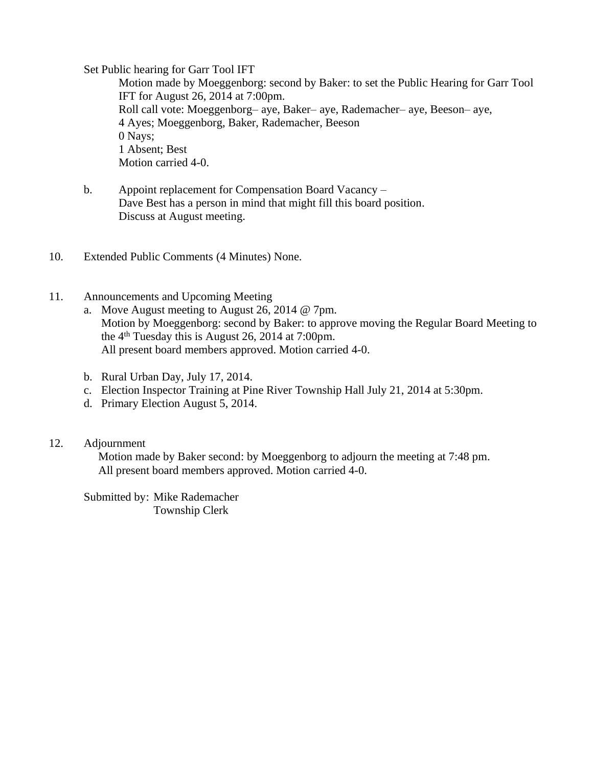Set Public hearing for Garr Tool IFT

Motion made by Moeggenborg: second by Baker: to set the Public Hearing for Garr Tool IFT for August 26, 2014 at 7:00pm.
Roll call vote: Moeggenborg– aye, Baker– aye, Rademacher– aye, Beeson– aye,
4 Ayes; Moeggenborg, Baker, Rademacher, Beeson
0 Nays;
1 Absent; Best
Motion carried 4-0.

b. Appoint replacement for Compensation Board Vacancy –
Dave Best has a person in mind that might fill this board position.
Discuss at August meeting.

10. Extended Public Comments (4 Minutes) None.

11. Announcements and Upcoming Meeting

a. Move August meeting to August 26, 2014 @ 7pm.
Motion by Moeggenborg: second by Baker: to approve moving the Regular Board Meeting to the 4th Tuesday this is August 26, 2014 at 7:00pm.
All present board members approved. Motion carried 4-0.

b. Rural Urban Day, July 17, 2014.

c. Election Inspector Training at Pine River Township Hall July 21, 2014 at 5:30pm.

d. Primary Election August 5, 2014.

12. Adjournment

Motion made by Baker second: by Moeggenborg to adjourn the meeting at 7:48 pm.
All present board members approved. Motion carried 4-0.

Submitted by: Mike Rademacher
Township Clerk